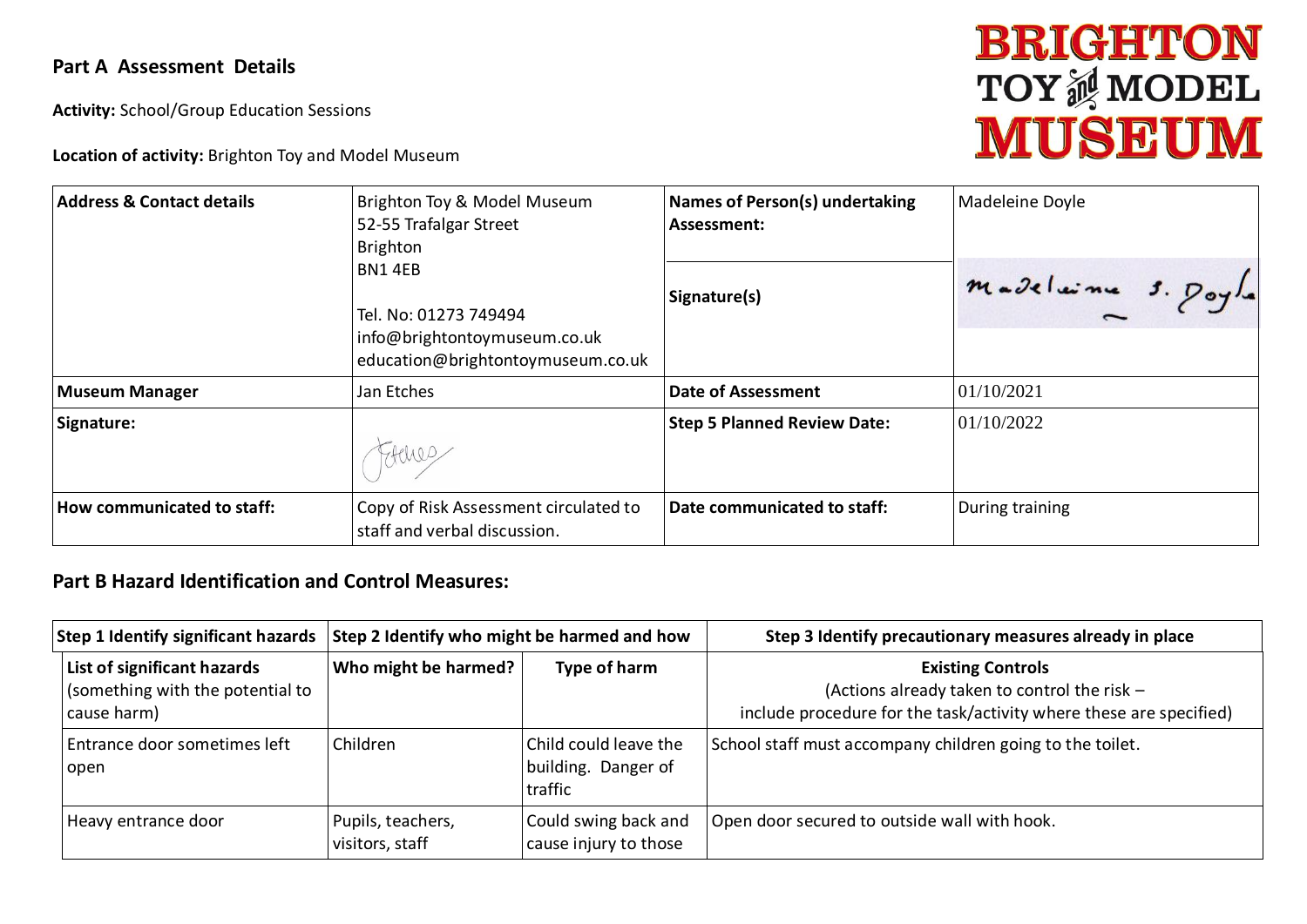## Part A Assessment Details

**Activity:** School/Group Education Sessions

**Location of activity:** Brighton Toy and Model Museum

| **Address & Contact details** | Brighton Toy & Model Museum<br>52-55 Trafalgar Street<br>Brighton<br>BN1 4EB<br><br>Tel. No: 01273 749494<br>info@brightontoymuseum.co.uk<br>education@brightontoymuseum.co.uk | **Names of Person(s) undertaking Assessment:** | Madeleine Doyle |
|---|---|---|---|
| | | **Signature(s)** | Madeleine S. Doyle |
| **Museum Manager** | Jan Etches | **Date of Assessment** | 01/10/2021 |
| **Signature:** | JEtches | **Step 5 Planned Review Date:** | 01/10/2022 |
| **How communicated to staff:** | Copy of Risk Assessment circulated to staff and verbal discussion. | **Date communicated to staff:** | During training |

## Part B Hazard Identification and Control Measures:

| **Step 1 Identify significant hazards** | **Step 2 Identify who might be harmed and how** | | **Step 3 Identify precautionary measures already in place** |
|---|---|---|---|
| **List of significant hazards** (something with the potential to cause harm) | **Who might be harmed?** | **Type of harm** | **Existing Controls** (Actions already taken to control the risk – include procedure for the task/activity where these are specified) |
| Entrance door sometimes left open | Children | Child could leave the building. Danger of traffic | School staff must accompany children going to the toilet. |
| Heavy entrance door | Pupils, teachers, visitors, staff | Could swing back and cause injury to those | Open door secured to outside wall with hook. |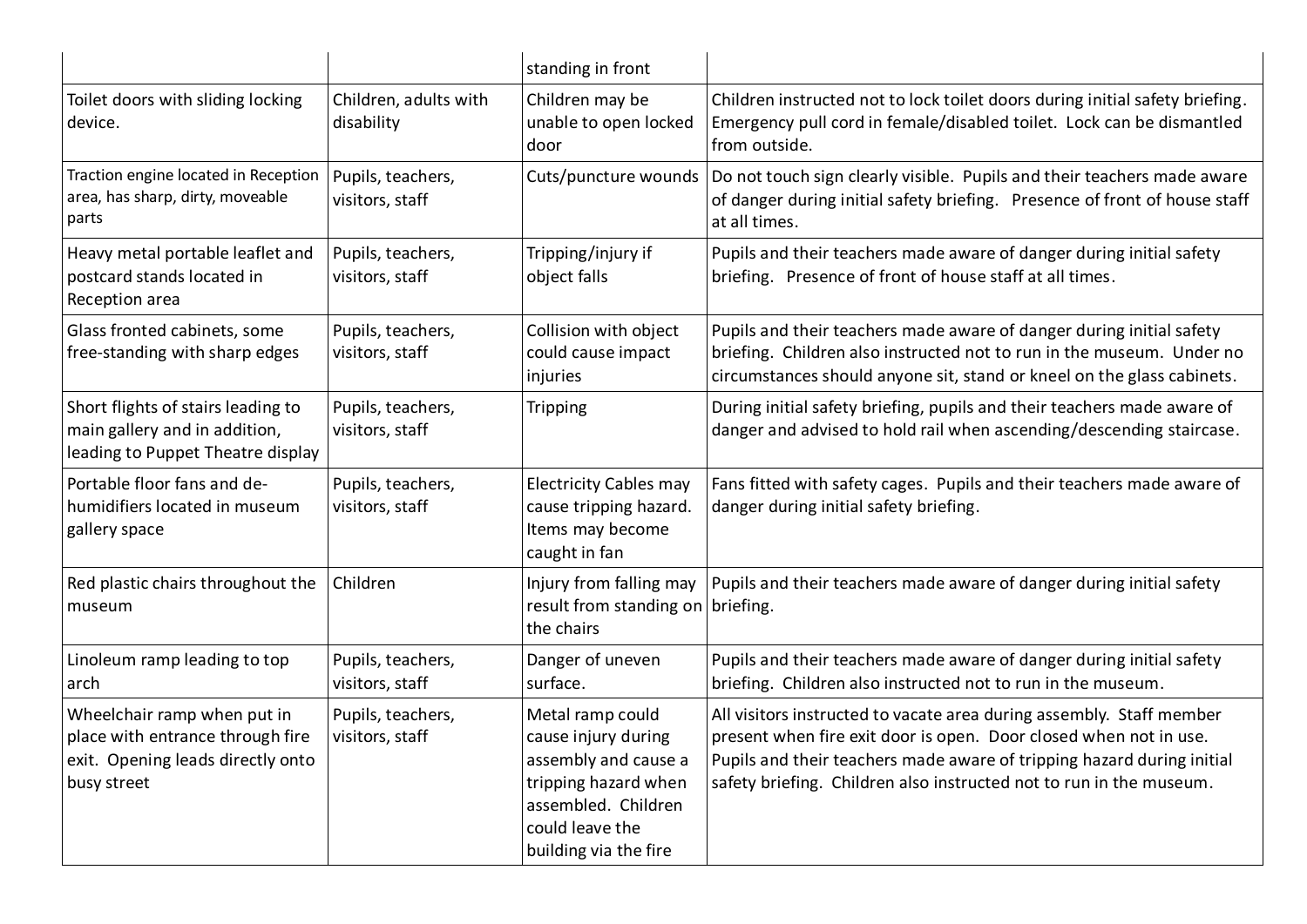| | | standing in front | |
|---|---|---|---|
| Toilet doors with sliding locking device. | Children, adults with disability | Children may be unable to open locked door | Children instructed not to lock toilet doors during initial safety briefing. Emergency pull cord in female/disabled toilet. Lock can be dismantled from outside. |
| Traction engine located in Reception area, has sharp, dirty, moveable parts | Pupils, teachers, visitors, staff | Cuts/puncture wounds | Do not touch sign clearly visible. Pupils and their teachers made aware of danger during initial safety briefing. Presence of front of house staff at all times. |
| Heavy metal portable leaflet and postcard stands located in Reception area | Pupils, teachers, visitors, staff | Tripping/injury if object falls | Pupils and their teachers made aware of danger during initial safety briefing. Presence of front of house staff at all times. |
| Glass fronted cabinets, some free-standing with sharp edges | Pupils, teachers, visitors, staff | Collision with object could cause impact injuries | Pupils and their teachers made aware of danger during initial safety briefing. Children also instructed not to run in the museum. Under no circumstances should anyone sit, stand or kneel on the glass cabinets. |
| Short flights of stairs leading to main gallery and in addition, leading to Puppet Theatre display | Pupils, teachers, visitors, staff | Tripping | During initial safety briefing, pupils and their teachers made aware of danger and advised to hold rail when ascending/descending staircase. |
| Portable floor fans and de-humidifiers located in museum gallery space | Pupils, teachers, visitors, staff | Electricity Cables may cause tripping hazard. Items may become caught in fan | Fans fitted with safety cages. Pupils and their teachers made aware of danger during initial safety briefing. |
| Red plastic chairs throughout the museum | Children | Injury from falling may result from standing on the chairs | Pupils and their teachers made aware of danger during initial safety briefing. |
| Linoleum ramp leading to top arch | Pupils, teachers, visitors, staff | Danger of uneven surface. | Pupils and their teachers made aware of danger during initial safety briefing. Children also instructed not to run in the museum. |
| Wheelchair ramp when put in place with entrance through fire exit. Opening leads directly onto busy street | Pupils, teachers, visitors, staff | Metal ramp could cause injury during assembly and cause a tripping hazard when assembled. Children could leave the building via the fire | All visitors instructed to vacate area during assembly. Staff member present when fire exit door is open. Door closed when not in use. Pupils and their teachers made aware of tripping hazard during initial safety briefing. Children also instructed not to run in the museum. |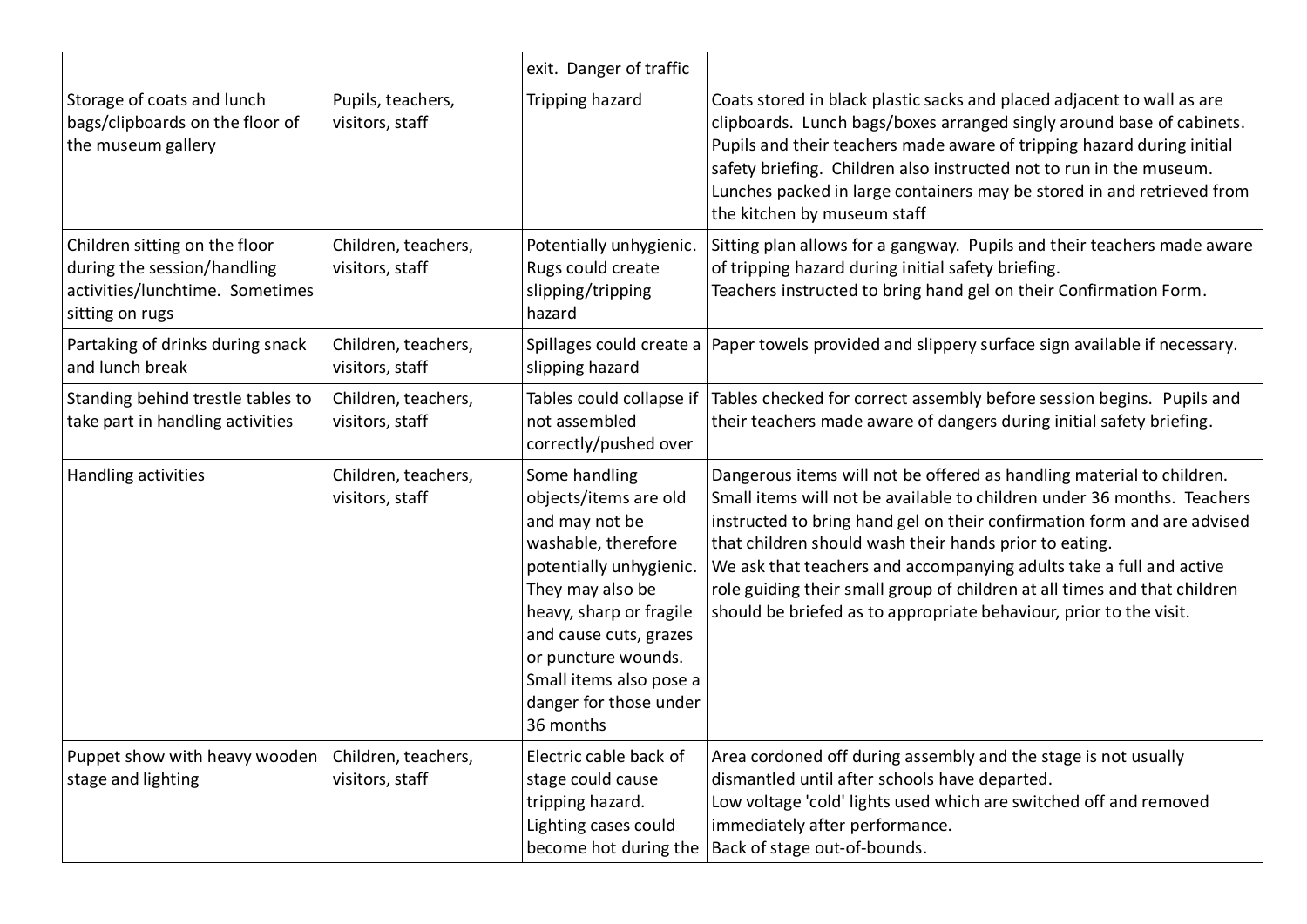| | | exit. Danger of traffic | |
|---|---|---|---|
| Storage of coats and lunch bags/clipboards on the floor of the museum gallery | Pupils, teachers, visitors, staff | Tripping hazard | Coats stored in black plastic sacks and placed adjacent to wall as are clipboards. Lunch bags/boxes arranged singly around base of cabinets. Pupils and their teachers made aware of tripping hazard during initial safety briefing. Children also instructed not to run in the museum. Lunches packed in large containers may be stored in and retrieved from the kitchen by museum staff |
| Children sitting on the floor during the session/handling activities/lunchtime. Sometimes sitting on rugs | Children, teachers, visitors, staff | Potentially unhygienic. Rugs could create slipping/tripping hazard | Sitting plan allows for a gangway. Pupils and their teachers made aware of tripping hazard during initial safety briefing. Teachers instructed to bring hand gel on their Confirmation Form. |
| Partaking of drinks during snack and lunch break | Children, teachers, visitors, staff | Spillages could create a slipping hazard | Paper towels provided and slippery surface sign available if necessary. |
| Standing behind trestle tables to take part in handling activities | Children, teachers, visitors, staff | Tables could collapse if not assembled correctly/pushed over | Tables checked for correct assembly before session begins. Pupils and their teachers made aware of dangers during initial safety briefing. |
| Handling activities | Children, teachers, visitors, staff | Some handling objects/items are old and may not be washable, therefore potentially unhygienic. They may also be heavy, sharp or fragile and cause cuts, grazes or puncture wounds. Small items also pose a danger for those under 36 months | Dangerous items will not be offered as handling material to children. Small items will not be available to children under 36 months. Teachers instructed to bring hand gel on their confirmation form and are advised that children should wash their hands prior to eating. We ask that teachers and accompanying adults take a full and active role guiding their small group of children at all times and that children should be briefed as to appropriate behaviour, prior to the visit. |
| Puppet show with heavy wooden stage and lighting | Children, teachers, visitors, staff | Electric cable back of stage could cause tripping hazard. Lighting cases could become hot during the | Area cordoned off during assembly and the stage is not usually dismantled until after schools have departed. Low voltage 'cold' lights used which are switched off and removed immediately after performance. Back of stage out-of-bounds. |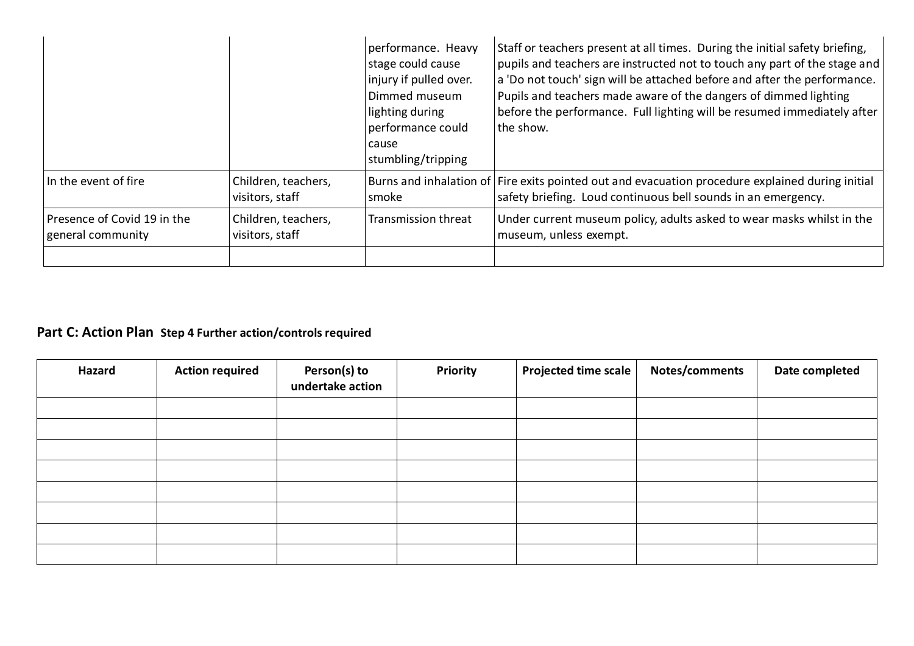| | | | |
|---|---|---|---|
| | | performance. Heavy stage could cause injury if pulled over. Dimmed museum lighting during performance could cause stumbling/tripping | Staff or teachers present at all times. During the initial safety briefing, pupils and teachers are instructed not to touch any part of the stage and a 'Do not touch' sign will be attached before and after the performance. Pupils and teachers made aware of the dangers of dimmed lighting before the performance. Full lighting will be resumed immediately after the show. |
| In the event of fire | Children, teachers, visitors, staff | Burns and inhalation of smoke | Fire exits pointed out and evacuation procedure explained during initial safety briefing. Loud continuous bell sounds in an emergency. |
| Presence of Covid 19 in the general community | Children, teachers, visitors, staff | Transmission threat | Under current museum policy, adults asked to wear masks whilst in the museum, unless exempt. |
| | | | |

## Part C: Action Plan **Step 4 Further action/controls required**

| Hazard | Action required | Person(s) to undertake action | Priority | Projected time scale | Notes/comments | Date completed |
|---|---|---|---|---|---|---|
| | | | | | | |
| | | | | | | |
| | | | | | | |
| | | | | | | |
| | | | | | | |
| | | | | | | |
| | | | | | | |
| | | | | | | |